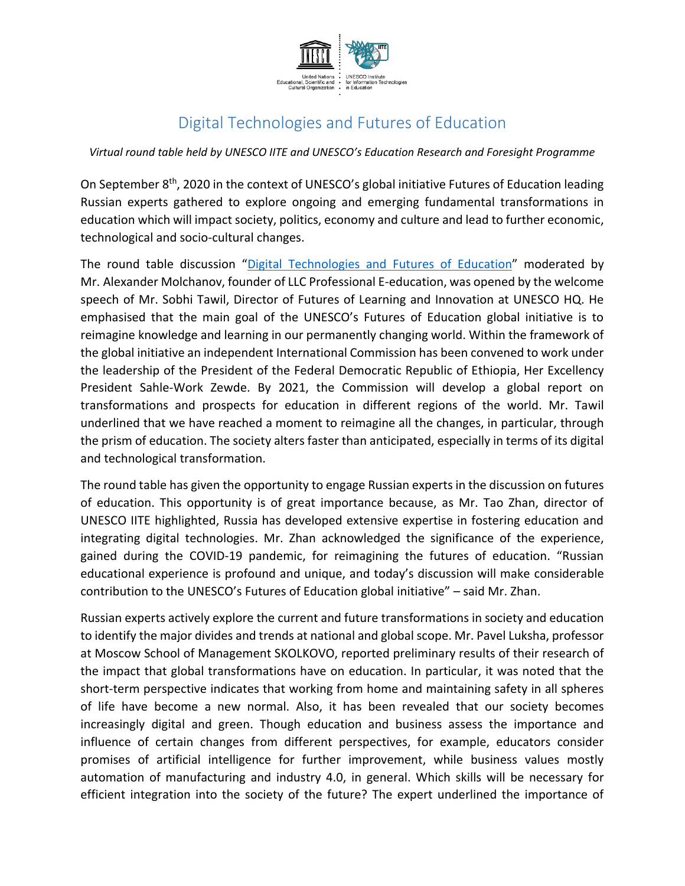# Digital Technologies and Futures of Education

*Virtual round table held by UNESCO IITE and UNESCO's Education Research and Foresight Programme*

On September 8th, 2020 in the context of UNESCO's global initiative Futures of Education leading Russian experts gathered to explore ongoing and emerging fundamental transformations in education which will impact society, politics, economy and culture and lead to further economic, technological and socio-cultural changes.

The round table discussion "Digital Technologies and Futures of Education" moderated by Mr. Alexander Molchanov, founder of LLC Professional E-education, was opened by the welcome speech of Mr. Sobhi Tawil, Director of Futures of Learning and Innovation at UNESCO HQ. He emphasised that the main goal of the UNESCO's Futures of Education global initiative is to reimagine knowledge and learning in our permanently changing world. Within the framework of the global initiative an independent International Commission has been convened to work under the leadership of the President of the Federal Democratic Republic of Ethiopia, Her Excellency President Sahle-Work Zewde. By 2021, the Commission will develop a global report on transformations and prospects for education in different regions of the world. Mr. Tawil underlined that we have reached a moment to reimagine all the changes, in particular, through the prism of education. The society alters faster than anticipated, especially in terms of its digital and technological transformation.

The round table has given the opportunity to engage Russian experts in the discussion on futures of education. This opportunity is of great importance because, as Mr. Tao Zhan, director of UNESCO IITE highlighted, Russia has developed extensive expertise in fostering education and integrating digital technologies. Mr. Zhan acknowledged the significance of the experience, gained during the COVID-19 pandemic, for reimagining the futures of education. "Russian educational experience is profound and unique, and today's discussion will make considerable contribution to the UNESCO's Futures of Education global initiative" – said Mr. Zhan.

Russian experts actively explore the current and future transformations in society and education to identify the major divides and trends at national and global scope. Mr. Pavel Luksha, professor at Moscow School of Management SKOLKOVO, reported preliminary results of their research of the impact that global transformations have on education. In particular, it was noted that the short-term perspective indicates that working from home and maintaining safety in all spheres of life have become a new normal. Also, it has been revealed that our society becomes increasingly digital and green. Though education and business assess the importance and influence of certain changes from different perspectives, for example, educators consider promises of artificial intelligence for further improvement, while business values mostly automation of manufacturing and industry 4.0, in general. Which skills will be necessary for efficient integration into the society of the future? The expert underlined the importance of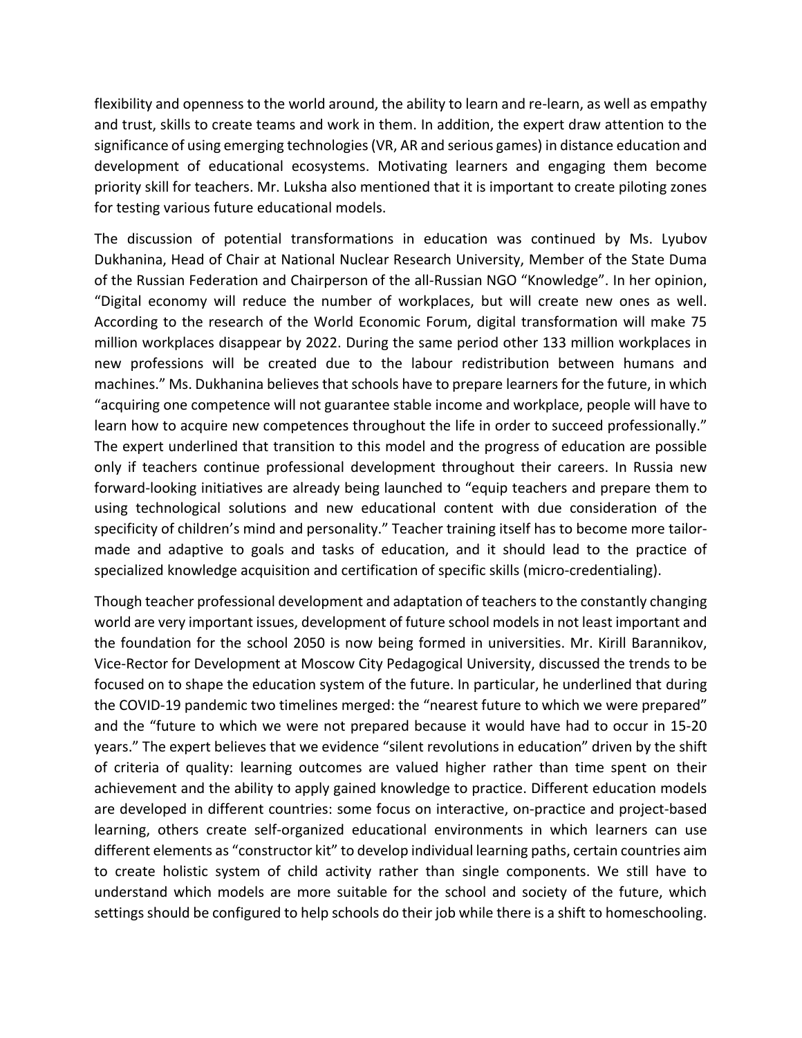flexibility and openness to the world around, the ability to learn and re-learn, as well as empathy and trust, skills to create teams and work in them. In addition, the expert draw attention to the significance of using emerging technologies (VR, AR and serious games) in distance education and development of educational ecosystems. Motivating learners and engaging them become priority skill for teachers. Mr. Luksha also mentioned that it is important to create piloting zones for testing various future educational models.

The discussion of potential transformations in education was continued by Ms. Lyubov Dukhanina, Head of Chair at National Nuclear Research University, Member of the State Duma of the Russian Federation and Chairperson of the all-Russian NGO "Knowledge". In her opinion, "Digital economy will reduce the number of workplaces, but will create new ones as well. According to the research of the World Economic Forum, digital transformation will make 75 million workplaces disappear by 2022. During the same period other 133 million workplaces in new professions will be created due to the labour redistribution between humans and machines." Ms. Dukhanina believes that schools have to prepare learners for the future, in which "acquiring one competence will not guarantee stable income and workplace, people will have to learn how to acquire new competences throughout the life in order to succeed professionally." The expert underlined that transition to this model and the progress of education are possible only if teachers continue professional development throughout their careers. In Russia new forward-looking initiatives are already being launched to "equip teachers and prepare them to using technological solutions and new educational content with due consideration of the specificity of children's mind and personality." Teacher training itself has to become more tailor-made and adaptive to goals and tasks of education, and it should lead to the practice of specialized knowledge acquisition and certification of specific skills (micro-credentialing).

Though teacher professional development and adaptation of teachers to the constantly changing world are very important issues, development of future school models in not least important and the foundation for the school 2050 is now being formed in universities. Mr. Kirill Barannikov, Vice-Rector for Development at Moscow City Pedagogical University, discussed the trends to be focused on to shape the education system of the future. In particular, he underlined that during the COVID-19 pandemic two timelines merged: the "nearest future to which we were prepared" and the "future to which we were not prepared because it would have had to occur in 15-20 years." The expert believes that we evidence "silent revolutions in education" driven by the shift of criteria of quality: learning outcomes are valued higher rather than time spent on their achievement and the ability to apply gained knowledge to practice. Different education models are developed in different countries: some focus on interactive, on-practice and project-based learning, others create self-organized educational environments in which learners can use different elements as "constructor kit" to develop individual learning paths, certain countries aim to create holistic system of child activity rather than single components. We still have to understand which models are more suitable for the school and society of the future, which settings should be configured to help schools do their job while there is a shift to homeschooling.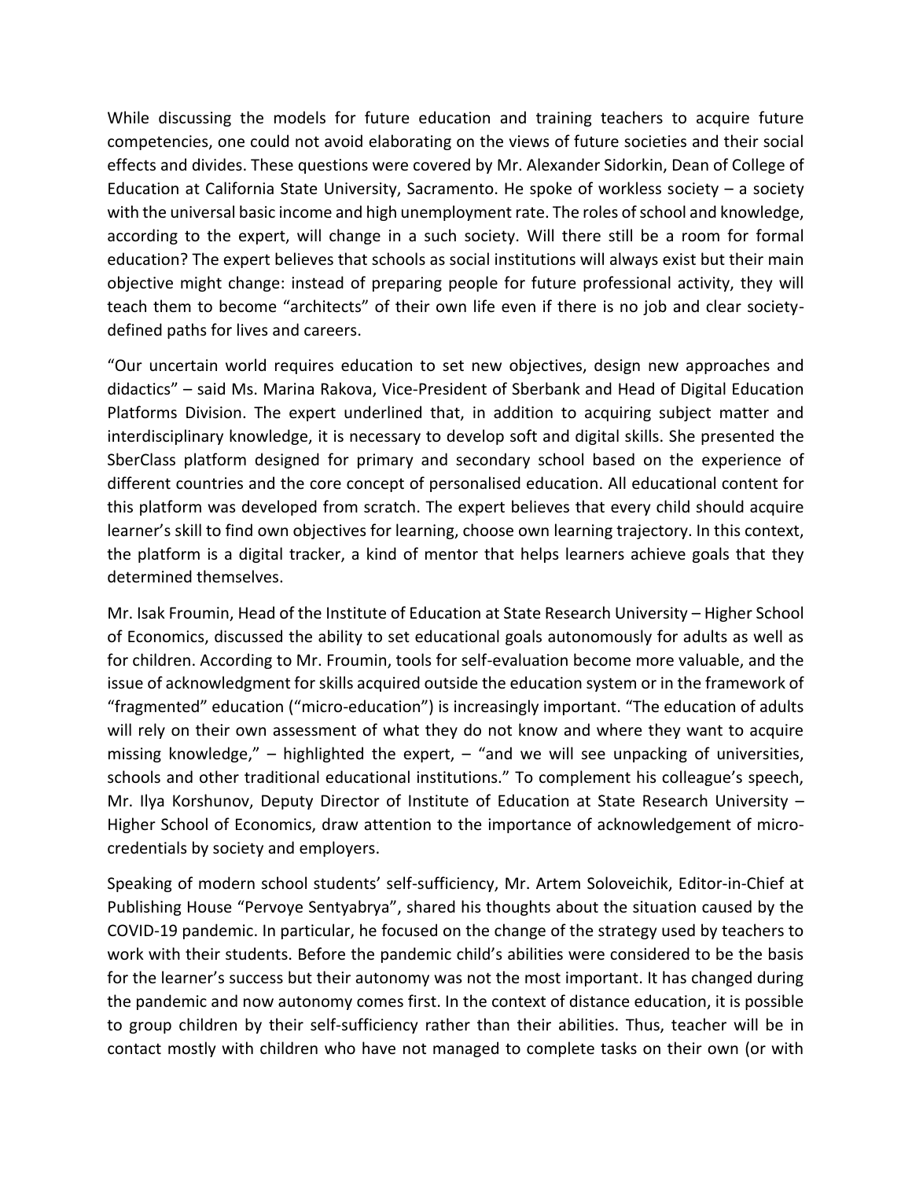While discussing the models for future education and training teachers to acquire future competencies, one could not avoid elaborating on the views of future societies and their social effects and divides. These questions were covered by Mr. Alexander Sidorkin, Dean of College of Education at California State University, Sacramento. He spoke of workless society – a society with the universal basic income and high unemployment rate. The roles of school and knowledge, according to the expert, will change in a such society. Will there still be a room for formal education? The expert believes that schools as social institutions will always exist but their main objective might change: instead of preparing people for future professional activity, they will teach them to become "architects" of their own life even if there is no job and clear society-defined paths for lives and careers.

"Our uncertain world requires education to set new objectives, design new approaches and didactics" – said Ms. Marina Rakova, Vice-President of Sberbank and Head of Digital Education Platforms Division. The expert underlined that, in addition to acquiring subject matter and interdisciplinary knowledge, it is necessary to develop soft and digital skills. She presented the SberClass platform designed for primary and secondary school based on the experience of different countries and the core concept of personalised education. All educational content for this platform was developed from scratch. The expert believes that every child should acquire learner's skill to find own objectives for learning, choose own learning trajectory. In this context, the platform is a digital tracker, a kind of mentor that helps learners achieve goals that they determined themselves.

Mr. Isak Froumin, Head of the Institute of Education at State Research University – Higher School of Economics, discussed the ability to set educational goals autonomously for adults as well as for children. According to Mr. Froumin, tools for self-evaluation become more valuable, and the issue of acknowledgment for skills acquired outside the education system or in the framework of "fragmented" education ("micro-education") is increasingly important. "The education of adults will rely on their own assessment of what they do not know and where they want to acquire missing knowledge," – highlighted the expert, – "and we will see unpacking of universities, schools and other traditional educational institutions." To complement his colleague's speech, Mr. Ilya Korshunov, Deputy Director of Institute of Education at State Research University – Higher School of Economics, draw attention to the importance of acknowledgement of micro-credentials by society and employers.

Speaking of modern school students' self-sufficiency, Mr. Artem Soloveichik, Editor-in-Chief at Publishing House "Pervoye Sentyabrya", shared his thoughts about the situation caused by the COVID-19 pandemic. In particular, he focused on the change of the strategy used by teachers to work with their students. Before the pandemic child's abilities were considered to be the basis for the learner's success but their autonomy was not the most important. It has changed during the pandemic and now autonomy comes first. In the context of distance education, it is possible to group children by their self-sufficiency rather than their abilities. Thus, teacher will be in contact mostly with children who have not managed to complete tasks on their own (or with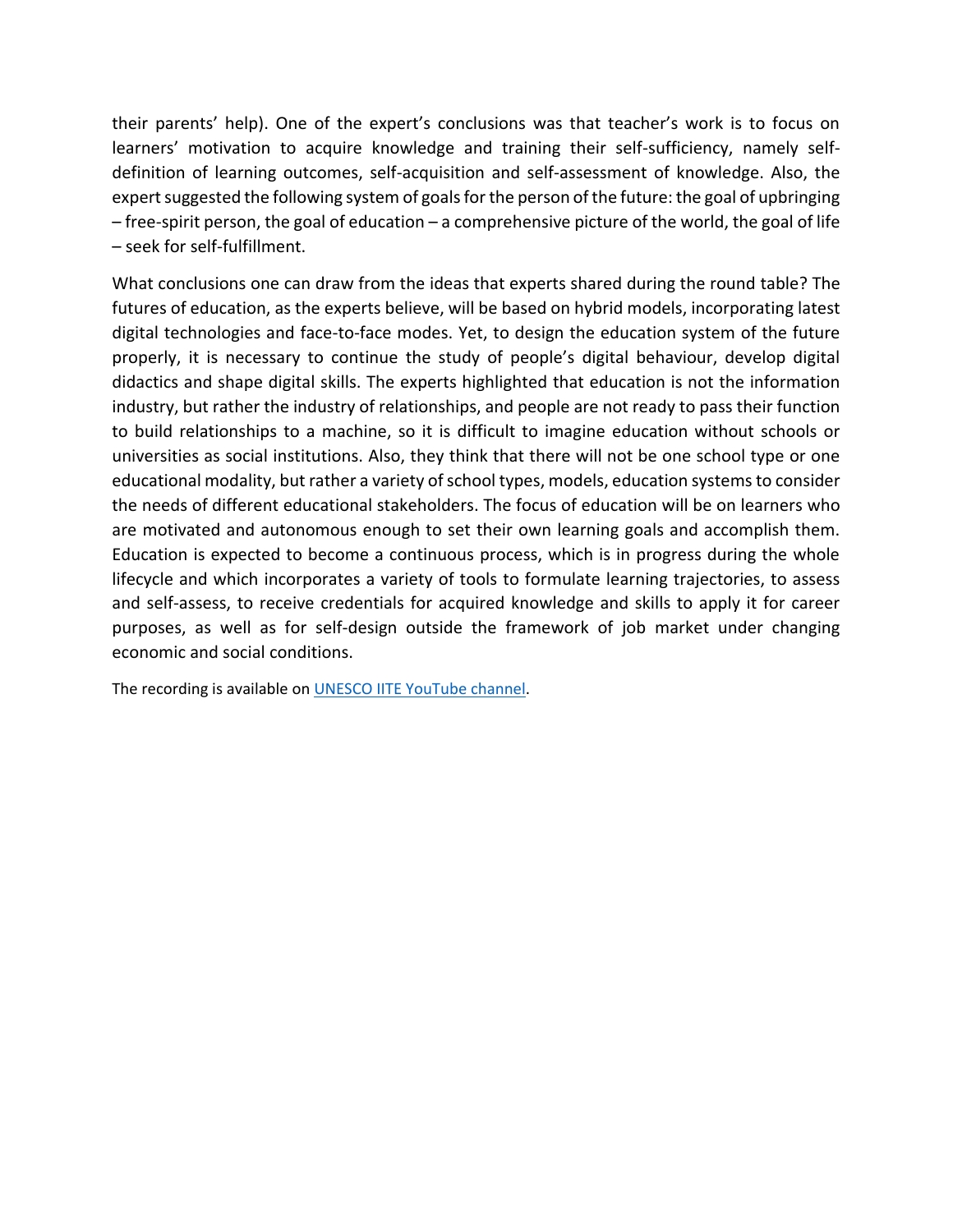their parents' help). One of the expert's conclusions was that teacher's work is to focus on learners' motivation to acquire knowledge and training their self-sufficiency, namely self-definition of learning outcomes, self-acquisition and self-assessment of knowledge. Also, the expert suggested the following system of goals for the person of the future: the goal of upbringing – free-spirit person, the goal of education – a comprehensive picture of the world, the goal of life – seek for self-fulfillment.

What conclusions one can draw from the ideas that experts shared during the round table? The futures of education, as the experts believe, will be based on hybrid models, incorporating latest digital technologies and face-to-face modes. Yet, to design the education system of the future properly, it is necessary to continue the study of people's digital behaviour, develop digital didactics and shape digital skills. The experts highlighted that education is not the information industry, but rather the industry of relationships, and people are not ready to pass their function to build relationships to a machine, so it is difficult to imagine education without schools or universities as social institutions. Also, they think that there will not be one school type or one educational modality, but rather a variety of school types, models, education systems to consider the needs of different educational stakeholders. The focus of education will be on learners who are motivated and autonomous enough to set their own learning goals and accomplish them. Education is expected to become a continuous process, which is in progress during the whole lifecycle and which incorporates a variety of tools to formulate learning trajectories, to assess and self-assess, to receive credentials for acquired knowledge and skills to apply it for career purposes, as well as for self-design outside the framework of job market under changing economic and social conditions.

The recording is available on [UNESCO IITE YouTube channel](#).